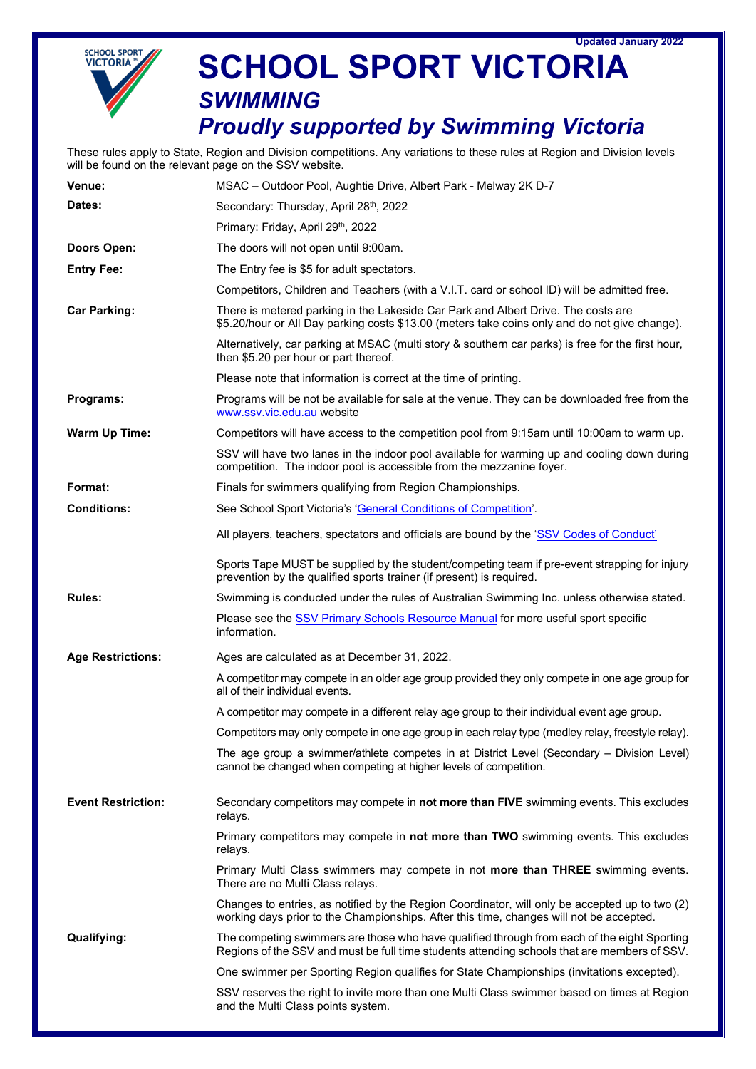Updated January 2022

# SCHOOL SPORT VICTORIA

## *SWIMMING*

## *Proudly supported by Swimming Victoria*

These rules apply to State, Region and Division competitions. Any variations to these rules at Region and Division levels will be found on the relevant page on the SSV website.

| | |
|---|---|
| **Venue:** | MSAC – Outdoor Pool, Aughtie Drive, Albert Park - Melway 2K D-7 |
| **Dates:** | Secondary: Thursday, April 28th, 2022 |
| | Primary: Friday, April 29th, 2022 |
| **Doors Open:** | The doors will not open until 9:00am. |
| **Entry Fee:** | The Entry fee is $5 for adult spectators. |
| | Competitors, Children and Teachers (with a V.I.T. card or school ID) will be admitted free. |
| **Car Parking:** | There is metered parking in the Lakeside Car Park and Albert Drive. The costs are $5.20/hour or All Day parking costs $13.00 (meters take coins only and do not give change). |
| | Alternatively, car parking at MSAC (multi story & southern car parks) is free for the first hour, then $5.20 per hour or part thereof. |
| | Please note that information is correct at the time of printing. |
| **Programs:** | Programs will be not be available for sale at the venue. They can be downloaded free from the www.ssv.vic.edu.au website |
| **Warm Up Time:** | Competitors will have access to the competition pool from 9:15am until 10:00am to warm up. |
| | SSV will have two lanes in the indoor pool available for warming up and cooling down during competition. The indoor pool is accessible from the mezzanine foyer. |
| **Format:** | Finals for swimmers qualifying from Region Championships. |
| **Conditions:** | See School Sport Victoria's 'General Conditions of Competition'. |
| | All players, teachers, spectators and officials are bound by the 'SSV Codes of Conduct' |
| | Sports Tape MUST be supplied by the student/competing team if pre-event strapping for injury prevention by the qualified sports trainer (if present) is required. |
| **Rules:** | Swimming is conducted under the rules of Australian Swimming Inc. unless otherwise stated. |
| | Please see the SSV Primary Schools Resource Manual for more useful sport specific information. |
| **Age Restrictions:** | Ages are calculated as at December 31, 2022. |
| | A competitor may compete in an older age group provided they only compete in one age group for all of their individual events. |
| | A competitor may compete in a different relay age group to their individual event age group. |
| | Competitors may only compete in one age group in each relay type (medley relay, freestyle relay). |
| | The age group a swimmer/athlete competes in at District Level (Secondary – Division Level) cannot be changed when competing at higher levels of competition. |
| **Event Restriction:** | Secondary competitors may compete in **not more than FIVE** swimming events. This excludes relays. |
| | Primary competitors may compete in **not more than TWO** swimming events. This excludes relays. |
| | Primary Multi Class swimmers may compete in not **more than THREE** swimming events. There are no Multi Class relays. |
| | Changes to entries, as notified by the Region Coordinator, will only be accepted up to two (2) working days prior to the Championships. After this time, changes will not be accepted. |
| **Qualifying:** | The competing swimmers are those who have qualified through from each of the eight Sporting Regions of the SSV and must be full time students attending schools that are members of SSV. |
| | One swimmer per Sporting Region qualifies for State Championships (invitations excepted). |
| | SSV reserves the right to invite more than one Multi Class swimmer based on times at Region and the Multi Class points system. |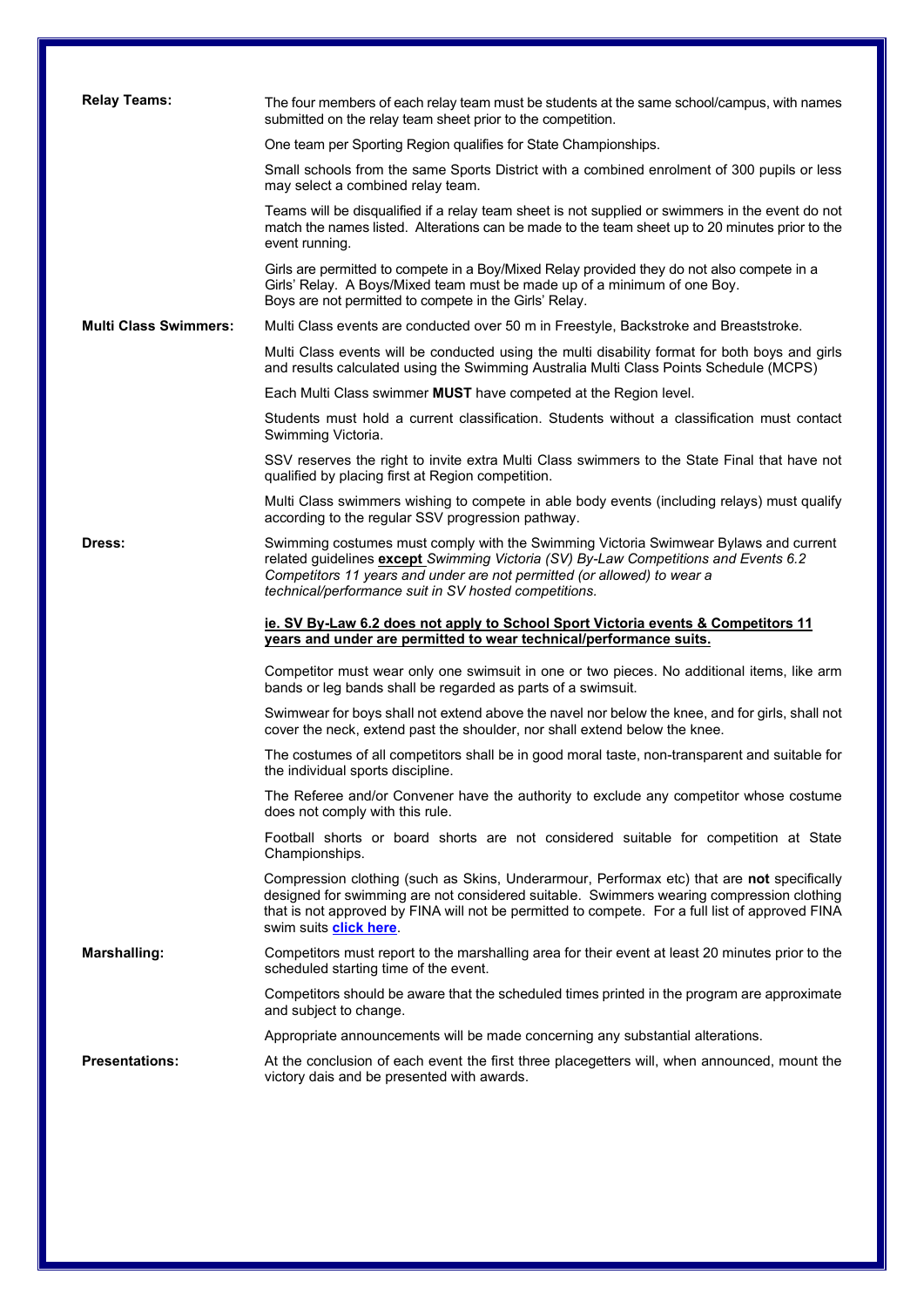**Relay Teams:**

The four members of each relay team must be students at the same school/campus, with names submitted on the relay team sheet prior to the competition.

One team per Sporting Region qualifies for State Championships.

Small schools from the same Sports District with a combined enrolment of 300 pupils or less may select a combined relay team.

Teams will be disqualified if a relay team sheet is not supplied or swimmers in the event do not match the names listed. Alterations can be made to the team sheet up to 20 minutes prior to the event running.

Girls are permitted to compete in a Boy/Mixed Relay provided they do not also compete in a Girls' Relay. A Boys/Mixed team must be made up of a minimum of one Boy. Boys are not permitted to compete in the Girls' Relay.

**Multi Class Swimmers:**

Multi Class events are conducted over 50 m in Freestyle, Backstroke and Breaststroke.

Multi Class events will be conducted using the multi disability format for both boys and girls and results calculated using the Swimming Australia Multi Class Points Schedule (MCPS)

Each Multi Class swimmer **MUST** have competed at the Region level.

Students must hold a current classification. Students without a classification must contact Swimming Victoria.

SSV reserves the right to invite extra Multi Class swimmers to the State Final that have not qualified by placing first at Region competition.

Multi Class swimmers wishing to compete in able body events (including relays) must qualify according to the regular SSV progression pathway.

**Dress:**

Swimming costumes must comply with the Swimming Victoria Swimwear Bylaws and current related guidelines **except** *Swimming Victoria (SV) By-Law Competitions and Events 6.2 Competitors 11 years and under are not permitted (or allowed) to wear a technical/performance suit in SV hosted competitions.*

**ie. SV By-Law 6.2 does not apply to School Sport Victoria events & Competitors 11 years and under are permitted to wear technical/performance suits.**

Competitor must wear only one swimsuit in one or two pieces. No additional items, like arm bands or leg bands shall be regarded as parts of a swimsuit.

Swimwear for boys shall not extend above the navel nor below the knee, and for girls, shall not cover the neck, extend past the shoulder, nor shall extend below the knee.

The costumes of all competitors shall be in good moral taste, non-transparent and suitable for the individual sports discipline.

The Referee and/or Convener have the authority to exclude any competitor whose costume does not comply with this rule.

Football shorts or board shorts are not considered suitable for competition at State Championships.

Compression clothing (such as Skins, Underarmour, Performax etc) that are **not** specifically designed for swimming are not considered suitable. Swimmers wearing compression clothing that is not approved by FINA will not be permitted to compete. For a full list of approved FINA swim suits **click here**.

**Marshalling:**

Competitors must report to the marshalling area for their event at least 20 minutes prior to the scheduled starting time of the event.

Competitors should be aware that the scheduled times printed in the program are approximate and subject to change.

Appropriate announcements will be made concerning any substantial alterations.

**Presentations:**

At the conclusion of each event the first three placegetters will, when announced, mount the victory dais and be presented with awards.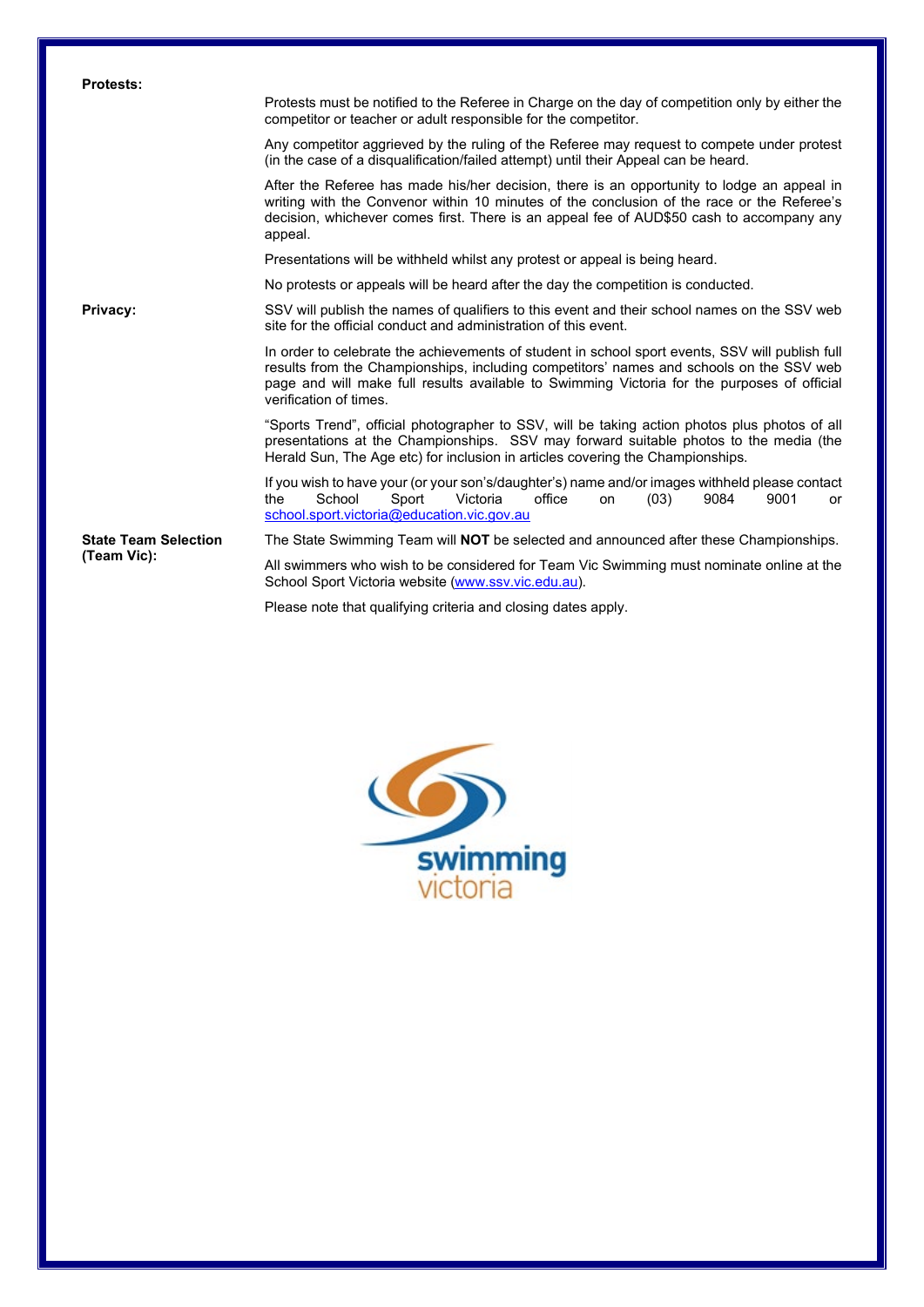**Protests:**

Protests must be notified to the Referee in Charge on the day of competition only by either the competitor or teacher or adult responsible for the competitor.

Any competitor aggrieved by the ruling of the Referee may request to compete under protest (in the case of a disqualification/failed attempt) until their Appeal can be heard.

After the Referee has made his/her decision, there is an opportunity to lodge an appeal in writing with the Convenor within 10 minutes of the conclusion of the race or the Referee's decision, whichever comes first. There is an appeal fee of AUD$50 cash to accompany any appeal.

Presentations will be withheld whilst any protest or appeal is being heard.

No protests or appeals will be heard after the day the competition is conducted.

**Privacy:**

SSV will publish the names of qualifiers to this event and their school names on the SSV web site for the official conduct and administration of this event.

In order to celebrate the achievements of student in school sport events, SSV will publish full results from the Championships, including competitors' names and schools on the SSV web page and will make full results available to Swimming Victoria for the purposes of official verification of times.

"Sports Trend", official photographer to SSV, will be taking action photos plus photos of all presentations at the Championships. SSV may forward suitable photos to the media (the Herald Sun, The Age etc) for inclusion in articles covering the Championships.

If you wish to have your (or your son's/daughter's) name and/or images withheld please contact the School Sport Victoria office on (03) 9084 9001 or school.sport.victoria@education.vic.gov.au

**State Team Selection (Team Vic):**

The State Swimming Team will **NOT** be selected and announced after these Championships.

All swimmers who wish to be considered for Team Vic Swimming must nominate online at the School Sport Victoria website (www.ssv.vic.edu.au).

Please note that qualifying criteria and closing dates apply.

swimming victoria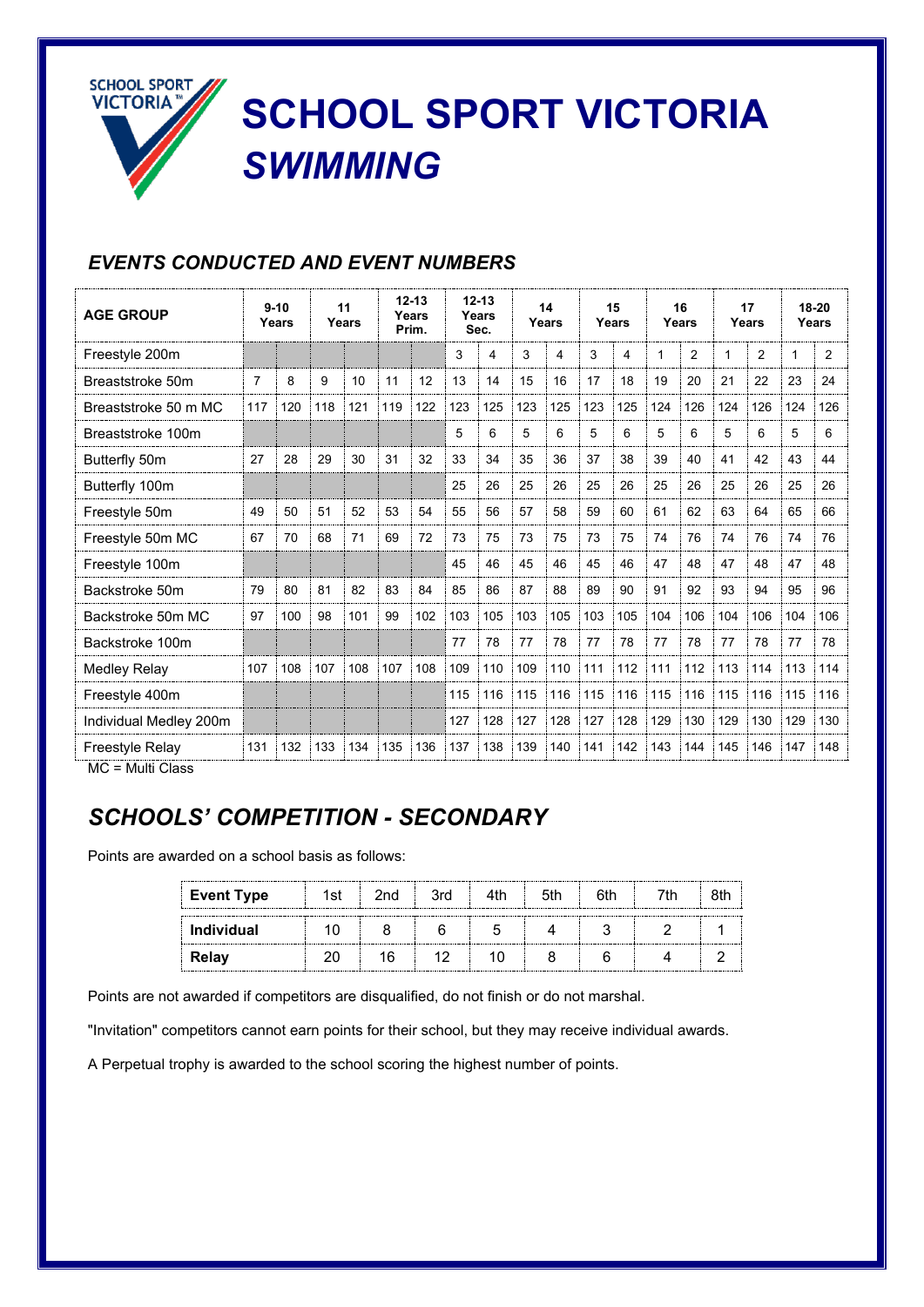# SCHOOL SPORT VICTORIA

## *SWIMMING*

### *EVENTS CONDUCTED AND EVENT NUMBERS*

| AGE GROUP | 9-10 Years | | 11 Years | | 12-13 Years Prim. | | 12-13 Years Sec. | | 14 Years | | 15 Years | | 16 Years | | 17 Years | | 18-20 Years | |
|---|---|---|---|---|---|---|---|---|---|---|---|---|---|---|---|---|---|---|
| Freestyle 200m | | | | | | | 3 | 4 | 3 | 4 | 3 | 4 | 1 | 2 | 1 | 2 | 1 | 2 |
| Breaststroke 50m | 7 | 8 | 9 | 10 | 11 | 12 | 13 | 14 | 15 | 16 | 17 | 18 | 19 | 20 | 21 | 22 | 23 | 24 |
| Breaststroke 50 m MC | 117 | 120 | 118 | 121 | 119 | 122 | 123 | 125 | 123 | 125 | 123 | 125 | 124 | 126 | 124 | 126 | 124 | 126 |
| Breaststroke 100m | | | | | | | 5 | 6 | 5 | 6 | 5 | 6 | 5 | 6 | 5 | 6 | 5 | 6 |
| Butterfly 50m | 27 | 28 | 29 | 30 | 31 | 32 | 33 | 34 | 35 | 36 | 37 | 38 | 39 | 40 | 41 | 42 | 43 | 44 |
| Butterfly 100m | | | | | | | 25 | 26 | 25 | 26 | 25 | 26 | 25 | 26 | 25 | 26 | 25 | 26 |
| Freestyle 50m | 49 | 50 | 51 | 52 | 53 | 54 | 55 | 56 | 57 | 58 | 59 | 60 | 61 | 62 | 63 | 64 | 65 | 66 |
| Freestyle 50m MC | 67 | 70 | 68 | 71 | 69 | 72 | 73 | 75 | 73 | 75 | 73 | 75 | 74 | 76 | 74 | 76 | 74 | 76 |
| Freestyle 100m | | | | | | | 45 | 46 | 45 | 46 | 45 | 46 | 47 | 48 | 47 | 48 | 47 | 48 |
| Backstroke 50m | 79 | 80 | 81 | 82 | 83 | 84 | 85 | 86 | 87 | 88 | 89 | 90 | 91 | 92 | 93 | 94 | 95 | 96 |
| Backstroke 50m MC | 97 | 100 | 98 | 101 | 99 | 102 | 103 | 105 | 103 | 105 | 103 | 105 | 104 | 106 | 104 | 106 | 104 | 106 |
| Backstroke 100m | | | | | | | 77 | 78 | 77 | 78 | 77 | 78 | 77 | 78 | 77 | 78 | 77 | 78 |
| Medley Relay | 107 | 108 | 107 | 108 | 107 | 108 | 109 | 110 | 109 | 110 | 111 | 112 | 111 | 112 | 113 | 114 | 113 | 114 |
| Freestyle 400m | | | | | | | 115 | 116 | 115 | 116 | 115 | 116 | 115 | 116 | 115 | 116 | 115 | 116 |
| Individual Medley 200m | | | | | | | 127 | 128 | 127 | 128 | 127 | 128 | 129 | 130 | 129 | 130 | 129 | 130 |
| Freestyle Relay | 131 | 132 | 133 | 134 | 135 | 136 | 137 | 138 | 139 | 140 | 141 | 142 | 143 | 144 | 145 | 146 | 147 | 148 |

MC = Multi Class

## *SCHOOLS' COMPETITION - SECONDARY*

Points are awarded on a school basis as follows:

| Event Type | 1st | 2nd | 3rd | 4th | 5th | 6th | 7th | 8th |
|---|---|---|---|---|---|---|---|---|
| **Individual** | 10 | 8 | 6 | 5 | 4 | 3 | 2 | 1 |
| **Relay** | 20 | 16 | 12 | 10 | 8 | 6 | 4 | 2 |

Points are not awarded if competitors are disqualified, do not finish or do not marshal.

"Invitation" competitors cannot earn points for their school, but they may receive individual awards.

A Perpetual trophy is awarded to the school scoring the highest number of points.